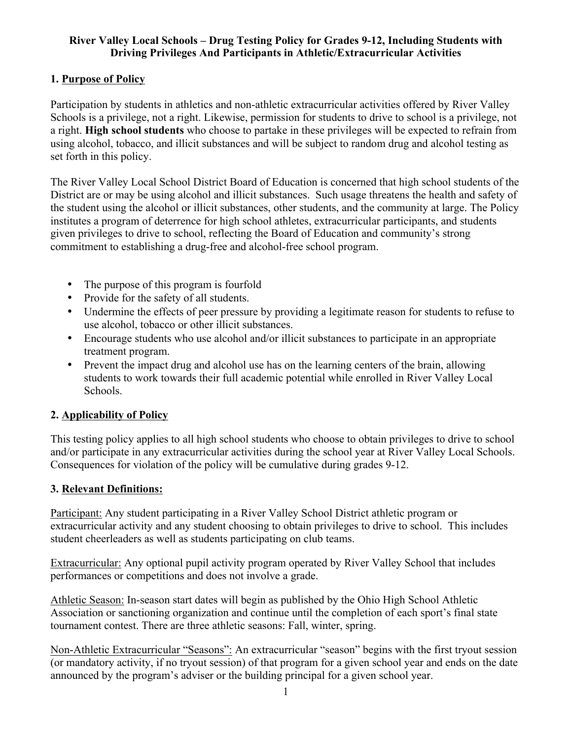**River Valley Local Schools – Drug Testing Policy for Grades 9-12, Including Students with Driving Privileges And Participants in Athletic/Extracurricular Activities**

## 1. Purpose of Policy

Participation by students in athletics and non-athletic extracurricular activities offered by River Valley Schools is a privilege, not a right. Likewise, permission for students to drive to school is a privilege, not a right. **High school students** who choose to partake in these privileges will be expected to refrain from using alcohol, tobacco, and illicit substances and will be subject to random drug and alcohol testing as set forth in this policy.

The River Valley Local School District Board of Education is concerned that high school students of the District are or may be using alcohol and illicit substances. Such usage threatens the health and safety of the student using the alcohol or illicit substances, other students, and the community at large. The Policy institutes a program of deterrence for high school athletes, extracurricular participants, and students given privileges to drive to school, reflecting the Board of Education and community's strong commitment to establishing a drug-free and alcohol-free school program.

- The purpose of this program is fourfold
- Provide for the safety of all students.
- Undermine the effects of peer pressure by providing a legitimate reason for students to refuse to use alcohol, tobacco or other illicit substances.
- Encourage students who use alcohol and/or illicit substances to participate in an appropriate treatment program.
- Prevent the impact drug and alcohol use has on the learning centers of the brain, allowing students to work towards their full academic potential while enrolled in River Valley Local Schools.

## 2. Applicability of Policy

This testing policy applies to all high school students who choose to obtain privileges to drive to school and/or participate in any extracurricular activities during the school year at River Valley Local Schools. Consequences for violation of the policy will be cumulative during grades 9-12.

## 3. Relevant Definitions:

Participant: Any student participating in a River Valley School District athletic program or extracurricular activity and any student choosing to obtain privileges to drive to school. This includes student cheerleaders as well as students participating on club teams.

Extracurricular: Any optional pupil activity program operated by River Valley School that includes performances or competitions and does not involve a grade.

Athletic Season: In-season start dates will begin as published by the Ohio High School Athletic Association or sanctioning organization and continue until the completion of each sport's final state tournament contest. There are three athletic seasons: Fall, winter, spring.

Non-Athletic Extracurricular "Seasons": An extracurricular "season" begins with the first tryout session (or mandatory activity, if no tryout session) of that program for a given school year and ends on the date announced by the program's adviser or the building principal for a given school year.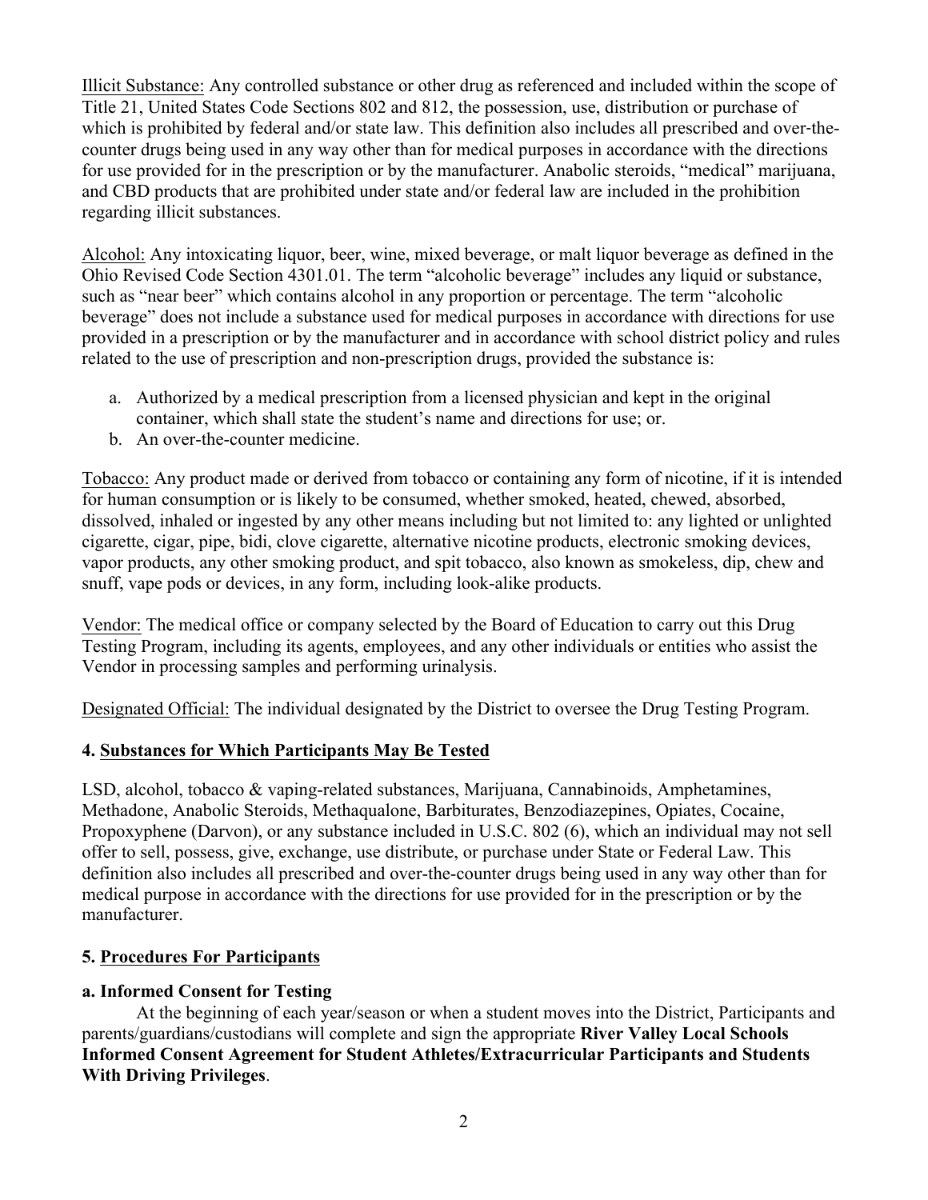<u>Illicit Substance:</u> Any controlled substance or other drug as referenced and included within the scope of Title 21, United States Code Sections 802 and 812, the possession, use, distribution or purchase of which is prohibited by federal and/or state law. This definition also includes all prescribed and over-the-counter drugs being used in any way other than for medical purposes in accordance with the directions for use provided for in the prescription or by the manufacturer. Anabolic steroids, "medical" marijuana, and CBD products that are prohibited under state and/or federal law are included in the prohibition regarding illicit substances.

<u>Alcohol:</u> Any intoxicating liquor, beer, wine, mixed beverage, or malt liquor beverage as defined in the Ohio Revised Code Section 4301.01. The term "alcoholic beverage" includes any liquid or substance, such as "near beer" which contains alcohol in any proportion or percentage. The term "alcoholic beverage" does not include a substance used for medical purposes in accordance with directions for use provided in a prescription or by the manufacturer and in accordance with school district policy and rules related to the use of prescription and non-prescription drugs, provided the substance is:

a. Authorized by a medical prescription from a licensed physician and kept in the original container, which shall state the student's name and directions for use; or.
b. An over-the-counter medicine.

<u>Tobacco:</u> Any product made or derived from tobacco or containing any form of nicotine, if it is intended for human consumption or is likely to be consumed, whether smoked, heated, chewed, absorbed, dissolved, inhaled or ingested by any other means including but not limited to: any lighted or unlighted cigarette, cigar, pipe, bidi, clove cigarette, alternative nicotine products, electronic smoking devices, vapor products, any other smoking product, and spit tobacco, also known as smokeless, dip, chew and snuff, vape pods or devices, in any form, including look-alike products.

<u>Vendor:</u> The medical office or company selected by the Board of Education to carry out this Drug Testing Program, including its agents, employees, and any other individuals or entities who assist the Vendor in processing samples and performing urinalysis.

<u>Designated Official:</u> The individual designated by the District to oversee the Drug Testing Program.

### 4. <u>Substances for Which Participants May Be Tested</u>

LSD, alcohol, tobacco & vaping-related substances, Marijuana, Cannabinoids, Amphetamines, Methadone, Anabolic Steroids, Methaqualone, Barbiturates, Benzodiazepines, Opiates, Cocaine, Propoxyphene (Darvon), or any substance included in U.S.C. 802 (6), which an individual may not sell offer to sell, possess, give, exchange, use distribute, or purchase under State or Federal Law. This definition also includes all prescribed and over-the-counter drugs being used in any way other than for medical purpose in accordance with the directions for use provided for in the prescription or by the manufacturer.

### 5. <u>Procedures For Participants</u>

**a. Informed Consent for Testing**

At the beginning of each year/season or when a student moves into the District, Participants and parents/guardians/custodians will complete and sign the appropriate **River Valley Local Schools Informed Consent Agreement for Student Athletes/Extracurricular Participants and Students With Driving Privileges**.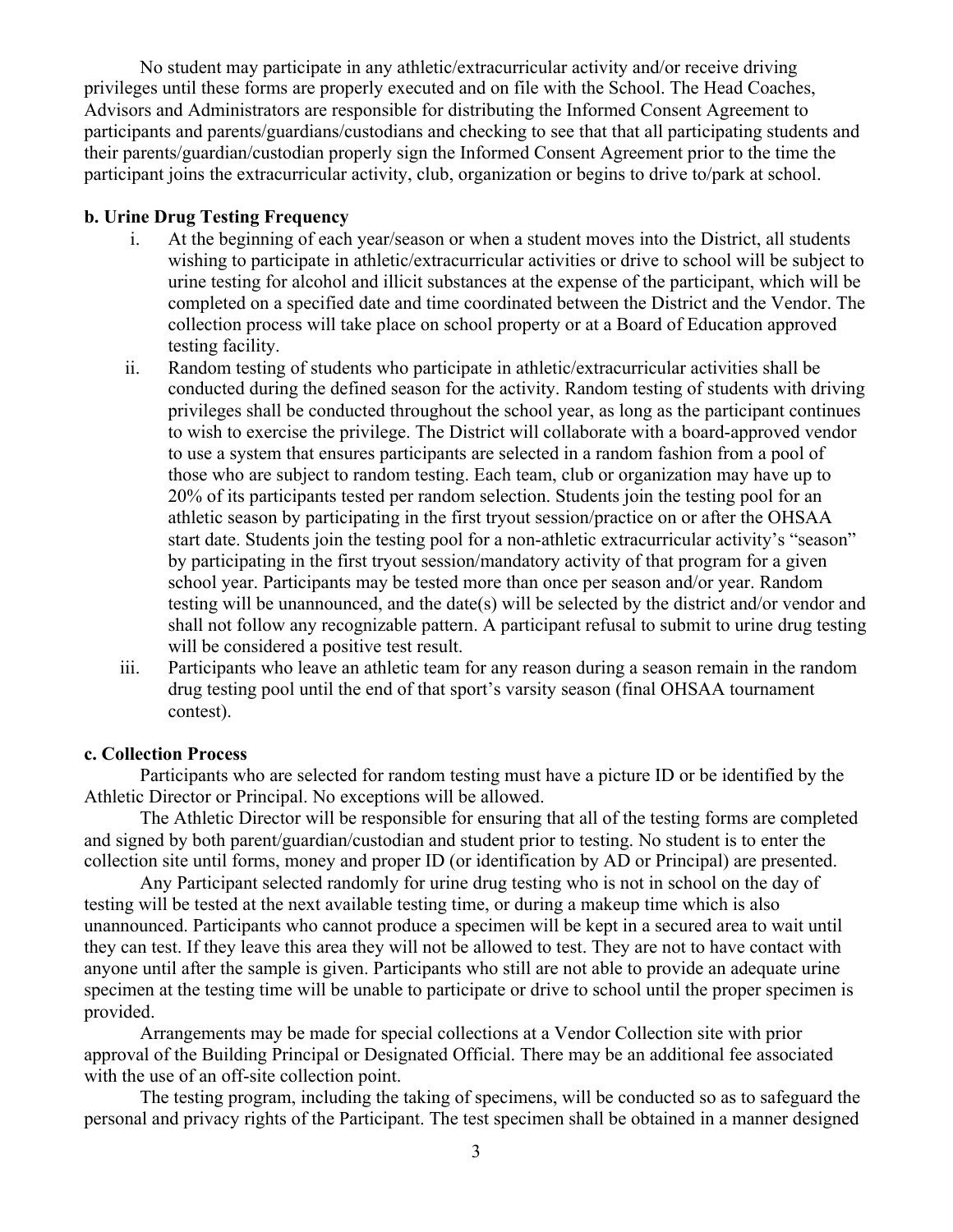No student may participate in any athletic/extracurricular activity and/or receive driving privileges until these forms are properly executed and on file with the School. The Head Coaches, Advisors and Administrators are responsible for distributing the Informed Consent Agreement to participants and parents/guardians/custodians and checking to see that that all participating students and their parents/guardian/custodian properly sign the Informed Consent Agreement prior to the time the participant joins the extracurricular activity, club, organization or begins to drive to/park at school.

**b. Urine Drug Testing Frequency**

i. At the beginning of each year/season or when a student moves into the District, all students wishing to participate in athletic/extracurricular activities or drive to school will be subject to urine testing for alcohol and illicit substances at the expense of the participant, which will be completed on a specified date and time coordinated between the District and the Vendor. The collection process will take place on school property or at a Board of Education approved testing facility.

ii. Random testing of students who participate in athletic/extracurricular activities shall be conducted during the defined season for the activity. Random testing of students with driving privileges shall be conducted throughout the school year, as long as the participant continues to wish to exercise the privilege. The District will collaborate with a board-approved vendor to use a system that ensures participants are selected in a random fashion from a pool of those who are subject to random testing. Each team, club or organization may have up to 20% of its participants tested per random selection. Students join the testing pool for an athletic season by participating in the first tryout session/practice on or after the OHSAA start date. Students join the testing pool for a non-athletic extracurricular activity's "season" by participating in the first tryout session/mandatory activity of that program for a given school year. Participants may be tested more than once per season and/or year. Random testing will be unannounced, and the date(s) will be selected by the district and/or vendor and shall not follow any recognizable pattern. A participant refusal to submit to urine drug testing will be considered a positive test result.

iii. Participants who leave an athletic team for any reason during a season remain in the random drug testing pool until the end of that sport's varsity season (final OHSAA tournament contest).

**c. Collection Process**

Participants who are selected for random testing must have a picture ID or be identified by the Athletic Director or Principal. No exceptions will be allowed.

The Athletic Director will be responsible for ensuring that all of the testing forms are completed and signed by both parent/guardian/custodian and student prior to testing. No student is to enter the collection site until forms, money and proper ID (or identification by AD or Principal) are presented.

Any Participant selected randomly for urine drug testing who is not in school on the day of testing will be tested at the next available testing time, or during a makeup time which is also unannounced. Participants who cannot produce a specimen will be kept in a secured area to wait until they can test. If they leave this area they will not be allowed to test. They are not to have contact with anyone until after the sample is given. Participants who still are not able to provide an adequate urine specimen at the testing time will be unable to participate or drive to school until the proper specimen is provided.

Arrangements may be made for special collections at a Vendor Collection site with prior approval of the Building Principal or Designated Official. There may be an additional fee associated with the use of an off-site collection point.

The testing program, including the taking of specimens, will be conducted so as to safeguard the personal and privacy rights of the Participant. The test specimen shall be obtained in a manner designed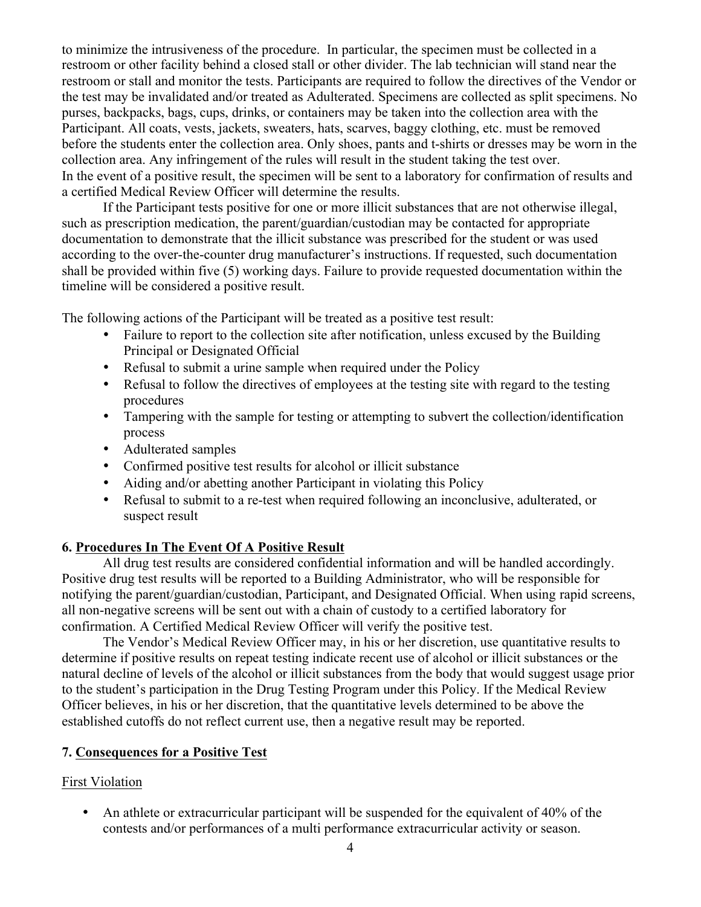to minimize the intrusiveness of the procedure. In particular, the specimen must be collected in a restroom or other facility behind a closed stall or other divider. The lab technician will stand near the restroom or stall and monitor the tests. Participants are required to follow the directives of the Vendor or the test may be invalidated and/or treated as Adulterated. Specimens are collected as split specimens. No purses, backpacks, bags, cups, drinks, or containers may be taken into the collection area with the Participant. All coats, vests, jackets, sweaters, hats, scarves, baggy clothing, etc. must be removed before the students enter the collection area. Only shoes, pants and t-shirts or dresses may be worn in the collection area. Any infringement of the rules will result in the student taking the test over.
In the event of a positive result, the specimen will be sent to a laboratory for confirmation of results and a certified Medical Review Officer will determine the results.

If the Participant tests positive for one or more illicit substances that are not otherwise illegal, such as prescription medication, the parent/guardian/custodian may be contacted for appropriate documentation to demonstrate that the illicit substance was prescribed for the student or was used according to the over-the-counter drug manufacturer's instructions. If requested, such documentation shall be provided within five (5) working days. Failure to provide requested documentation within the timeline will be considered a positive result.

The following actions of the Participant will be treated as a positive test result:

- Failure to report to the collection site after notification, unless excused by the Building Principal or Designated Official
- Refusal to submit a urine sample when required under the Policy
- Refusal to follow the directives of employees at the testing site with regard to the testing procedures
- Tampering with the sample for testing or attempting to subvert the collection/identification process
- Adulterated samples
- Confirmed positive test results for alcohol or illicit substance
- Aiding and/or abetting another Participant in violating this Policy
- Refusal to submit to a re-test when required following an inconclusive, adulterated, or suspect result

## 6. Procedures In The Event Of A Positive Result

All drug test results are considered confidential information and will be handled accordingly. Positive drug test results will be reported to a Building Administrator, who will be responsible for notifying the parent/guardian/custodian, Participant, and Designated Official. When using rapid screens, all non-negative screens will be sent out with a chain of custody to a certified laboratory for confirmation. A Certified Medical Review Officer will verify the positive test.

The Vendor's Medical Review Officer may, in his or her discretion, use quantitative results to determine if positive results on repeat testing indicate recent use of alcohol or illicit substances or the natural decline of levels of the alcohol or illicit substances from the body that would suggest usage prior to the student's participation in the Drug Testing Program under this Policy. If the Medical Review Officer believes, in his or her discretion, that the quantitative levels determined to be above the established cutoffs do not reflect current use, then a negative result may be reported.

## 7. Consequences for a Positive Test

First Violation

- An athlete or extracurricular participant will be suspended for the equivalent of 40% of the contests and/or performances of a multi performance extracurricular activity or season.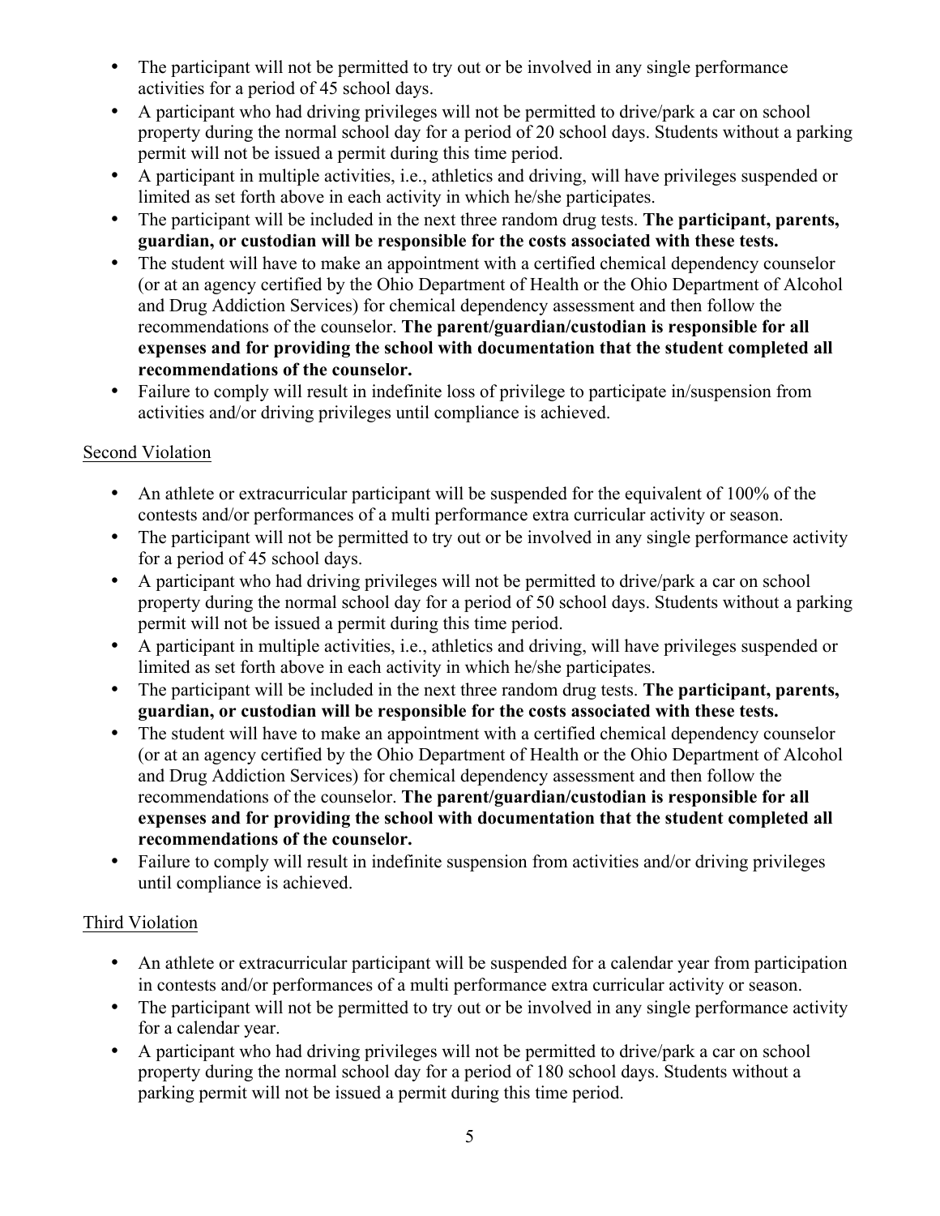- The participant will not be permitted to try out or be involved in any single performance activities for a period of 45 school days.
- A participant who had driving privileges will not be permitted to drive/park a car on school property during the normal school day for a period of 20 school days. Students without a parking permit will not be issued a permit during this time period.
- A participant in multiple activities, i.e., athletics and driving, will have privileges suspended or limited as set forth above in each activity in which he/she participates.
- The participant will be included in the next three random drug tests. **The participant, parents, guardian, or custodian will be responsible for the costs associated with these tests.**
- The student will have to make an appointment with a certified chemical dependency counselor (or at an agency certified by the Ohio Department of Health or the Ohio Department of Alcohol and Drug Addiction Services) for chemical dependency assessment and then follow the recommendations of the counselor. **The parent/guardian/custodian is responsible for all expenses and for providing the school with documentation that the student completed all recommendations of the counselor.**
- Failure to comply will result in indefinite loss of privilege to participate in/suspension from activities and/or driving privileges until compliance is achieved.

<u>Second Violation</u>

- An athlete or extracurricular participant will be suspended for the equivalent of 100% of the contests and/or performances of a multi performance extra curricular activity or season.
- The participant will not be permitted to try out or be involved in any single performance activity for a period of 45 school days.
- A participant who had driving privileges will not be permitted to drive/park a car on school property during the normal school day for a period of 50 school days. Students without a parking permit will not be issued a permit during this time period.
- A participant in multiple activities, i.e., athletics and driving, will have privileges suspended or limited as set forth above in each activity in which he/she participates.
- The participant will be included in the next three random drug tests. **The participant, parents, guardian, or custodian will be responsible for the costs associated with these tests.**
- The student will have to make an appointment with a certified chemical dependency counselor (or at an agency certified by the Ohio Department of Health or the Ohio Department of Alcohol and Drug Addiction Services) for chemical dependency assessment and then follow the recommendations of the counselor. **The parent/guardian/custodian is responsible for all expenses and for providing the school with documentation that the student completed all recommendations of the counselor.**
- Failure to comply will result in indefinite suspension from activities and/or driving privileges until compliance is achieved.

<u>Third Violation</u>

- An athlete or extracurricular participant will be suspended for a calendar year from participation in contests and/or performances of a multi performance extra curricular activity or season.
- The participant will not be permitted to try out or be involved in any single performance activity for a calendar year.
- A participant who had driving privileges will not be permitted to drive/park a car on school property during the normal school day for a period of 180 school days. Students without a parking permit will not be issued a permit during this time period.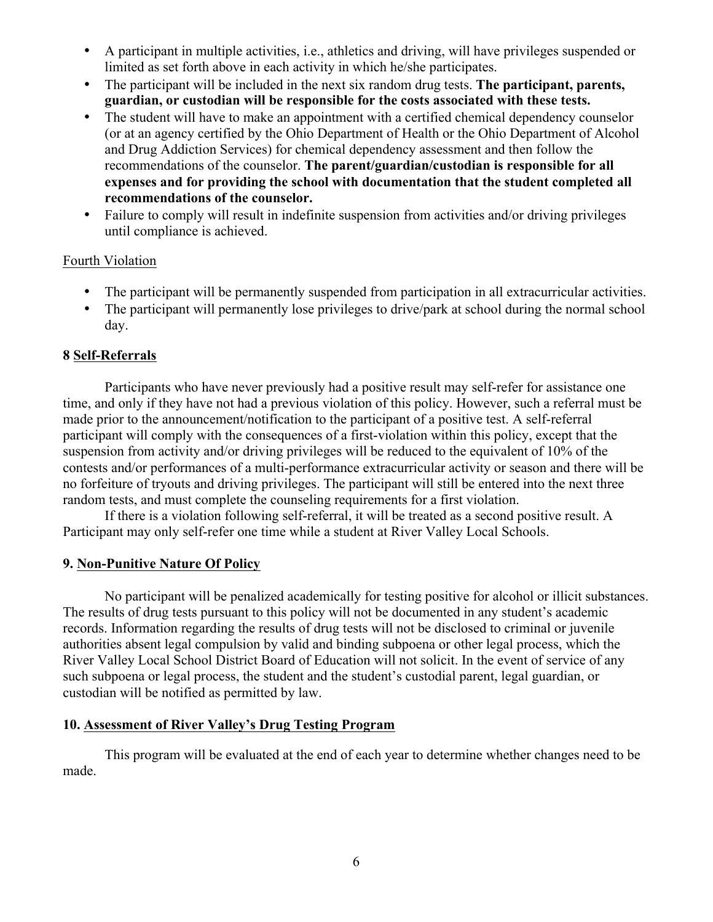- A participant in multiple activities, i.e., athletics and driving, will have privileges suspended or limited as set forth above in each activity in which he/she participates.
- The participant will be included in the next six random drug tests. **The participant, parents, guardian, or custodian will be responsible for the costs associated with these tests.**
- The student will have to make an appointment with a certified chemical dependency counselor (or at an agency certified by the Ohio Department of Health or the Ohio Department of Alcohol and Drug Addiction Services) for chemical dependency assessment and then follow the recommendations of the counselor. **The parent/guardian/custodian is responsible for all expenses and for providing the school with documentation that the student completed all recommendations of the counselor.**
- Failure to comply will result in indefinite suspension from activities and/or driving privileges until compliance is achieved.

Fourth Violation

- The participant will be permanently suspended from participation in all extracurricular activities.
- The participant will permanently lose privileges to drive/park at school during the normal school day.

### 8 Self-Referrals

Participants who have never previously had a positive result may self-refer for assistance one time, and only if they have not had a previous violation of this policy. However, such a referral must be made prior to the announcement/notification to the participant of a positive test. A self-referral participant will comply with the consequences of a first-violation within this policy, except that the suspension from activity and/or driving privileges will be reduced to the equivalent of 10% of the contests and/or performances of a multi-performance extracurricular activity or season and there will be no forfeiture of tryouts and driving privileges. The participant will still be entered into the next three random tests, and must complete the counseling requirements for a first violation.

If there is a violation following self-referral, it will be treated as a second positive result. A Participant may only self-refer one time while a student at River Valley Local Schools.

### 9. Non-Punitive Nature Of Policy

No participant will be penalized academically for testing positive for alcohol or illicit substances. The results of drug tests pursuant to this policy will not be documented in any student's academic records. Information regarding the results of drug tests will not be disclosed to criminal or juvenile authorities absent legal compulsion by valid and binding subpoena or other legal process, which the River Valley Local School District Board of Education will not solicit. In the event of service of any such subpoena or legal process, the student and the student's custodial parent, legal guardian, or custodian will be notified as permitted by law.

### 10. Assessment of River Valley's Drug Testing Program

This program will be evaluated at the end of each year to determine whether changes need to be made.